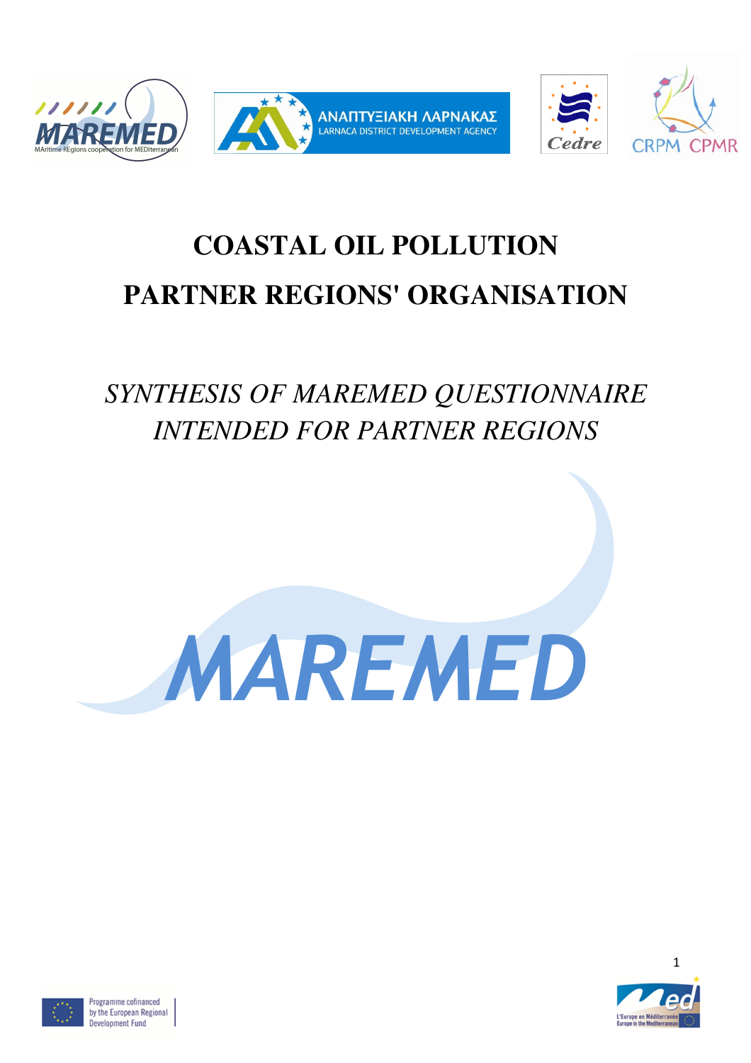# COASTAL OIL POLLUTION

# PARTNER REGIONS' ORGANISATION

*SYNTHESIS OF MAREMED QUESTIONNAIRE INTENDED FOR PARTNER REGIONS*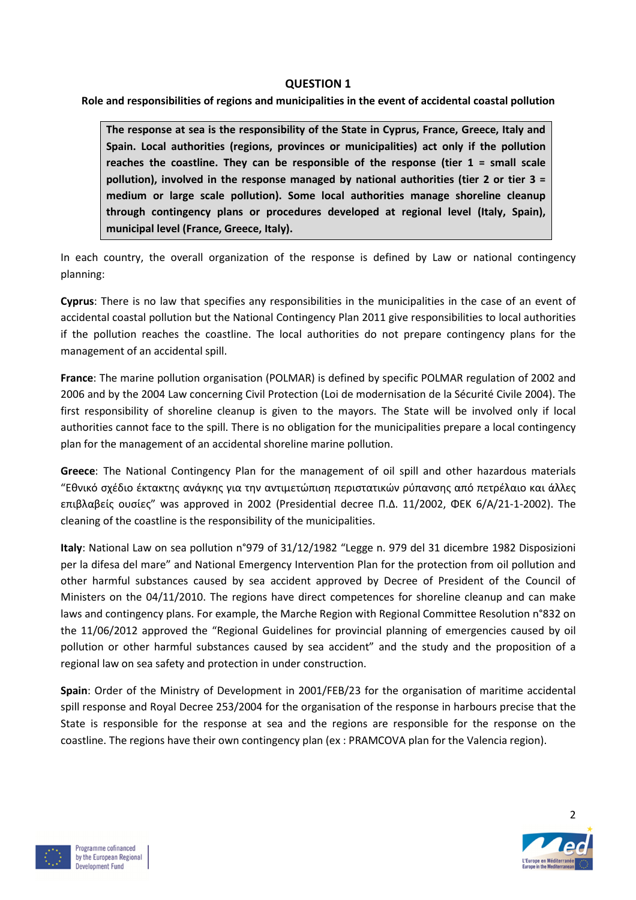# QUESTION 1

## Role and responsibilities of regions and municipalities in the event of accidental coastal pollution

**The response at sea is the responsibility of the State in Cyprus, France, Greece, Italy and Spain. Local authorities (regions, provinces or municipalities) act only if the pollution reaches the coastline. They can be responsible of the response (tier 1 = small scale pollution), involved in the response managed by national authorities (tier 2 or tier 3 = medium or large scale pollution). Some local authorities manage shoreline cleanup through contingency plans or procedures developed at regional level (Italy, Spain), municipal level (France, Greece, Italy).**

In each country, the overall organization of the response is defined by Law or national contingency planning:

**Cyprus**: There is no law that specifies any responsibilities in the municipalities in the case of an event of accidental coastal pollution but the National Contingency Plan 2011 give responsibilities to local authorities if the pollution reaches the coastline. The local authorities do not prepare contingency plans for the management of an accidental spill.

**France**: The marine pollution organisation (POLMAR) is defined by specific POLMAR regulation of 2002 and 2006 and by the 2004 Law concerning Civil Protection (Loi de modernisation de la Sécurité Civile 2004). The first responsibility of shoreline cleanup is given to the mayors. The State will be involved only if local authorities cannot face to the spill. There is no obligation for the municipalities prepare a local contingency plan for the management of an accidental shoreline marine pollution.

**Greece**: The National Contingency Plan for the management of oil spill and other hazardous materials "Εθνικό σχέδιο έκτακτης ανάγκης για την αντιμετώπιση περιστατικών ρύπανσης από πετρέλαιο και άλλες επιβλαβείς ουσίες" was approved in 2002 (Presidential decree Π.Δ. 11/2002, ΦΕΚ 6/Α/21-1-2002). The cleaning of the coastline is the responsibility of the municipalities.

**Italy**: National Law on sea pollution n°979 of 31/12/1982 "Legge n. 979 del 31 dicembre 1982 Disposizioni per la difesa del mare" and National Emergency Intervention Plan for the protection from oil pollution and other harmful substances caused by sea accident approved by Decree of President of the Council of Ministers on the 04/11/2010. The regions have direct competences for shoreline cleanup and can make laws and contingency plans. For example, the Marche Region with Regional Committee Resolution n°832 on the 11/06/2012 approved the "Regional Guidelines for provincial planning of emergencies caused by oil pollution or other harmful substances caused by sea accident" and the study and the proposition of a regional law on sea safety and protection in under construction.

**Spain**: Order of the Ministry of Development in 2001/FEB/23 for the organisation of maritime accidental spill response and Royal Decree 253/2004 for the organisation of the response in harbours precise that the State is responsible for the response at sea and the regions are responsible for the response on the coastline. The regions have their own contingency plan (ex : PRAMCOVA plan for the Valencia region).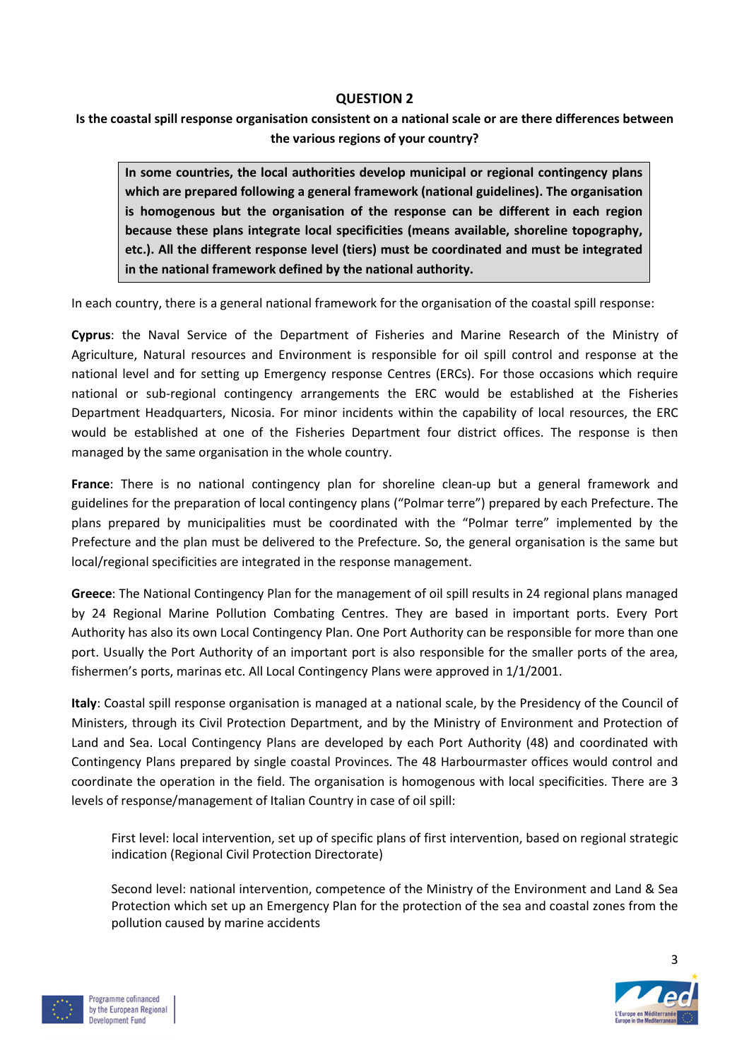## QUESTION 2

**Is the coastal spill response organisation consistent on a national scale or are there differences between the various regions of your country?**

> **In some countries, the local authorities develop municipal or regional contingency plans which are prepared following a general framework (national guidelines). The organisation is homogenous but the organisation of the response can be different in each region because these plans integrate local specificities (means available, shoreline topography, etc.). All the different response level (tiers) must be coordinated and must be integrated in the national framework defined by the national authority.**

In each country, there is a general national framework for the organisation of the coastal spill response:

**Cyprus**: the Naval Service of the Department of Fisheries and Marine Research of the Ministry of Agriculture, Natural resources and Environment is responsible for oil spill control and response at the national level and for setting up Emergency response Centres (ERCs). For those occasions which require national or sub-regional contingency arrangements the ERC would be established at the Fisheries Department Headquarters, Nicosia. For minor incidents within the capability of local resources, the ERC would be established at one of the Fisheries Department four district offices. The response is then managed by the same organisation in the whole country.

**France**: There is no national contingency plan for shoreline clean-up but a general framework and guidelines for the preparation of local contingency plans ("Polmar terre") prepared by each Prefecture. The plans prepared by municipalities must be coordinated with the "Polmar terre" implemented by the Prefecture and the plan must be delivered to the Prefecture. So, the general organisation is the same but local/regional specificities are integrated in the response management.

**Greece**: The National Contingency Plan for the management of oil spill results in 24 regional plans managed by 24 Regional Marine Pollution Combating Centres. They are based in important ports. Every Port Authority has also its own Local Contingency Plan. One Port Authority can be responsible for more than one port. Usually the Port Authority of an important port is also responsible for the smaller ports of the area, fishermen's ports, marinas etc. All Local Contingency Plans were approved in 1/1/2001.

**Italy**: Coastal spill response organisation is managed at a national scale, by the Presidency of the Council of Ministers, through its Civil Protection Department, and by the Ministry of Environment and Protection of Land and Sea. Local Contingency Plans are developed by each Port Authority (48) and coordinated with Contingency Plans prepared by single coastal Provinces. The 48 Harbourmaster offices would control and coordinate the operation in the field. The organisation is homogenous with local specificities. There are 3 levels of response/management of Italian Country in case of oil spill:

First level: local intervention, set up of specific plans of first intervention, based on regional strategic indication (Regional Civil Protection Directorate)

Second level: national intervention, competence of the Ministry of the Environment and Land & Sea Protection which set up an Emergency Plan for the protection of the sea and coastal zones from the pollution caused by marine accidents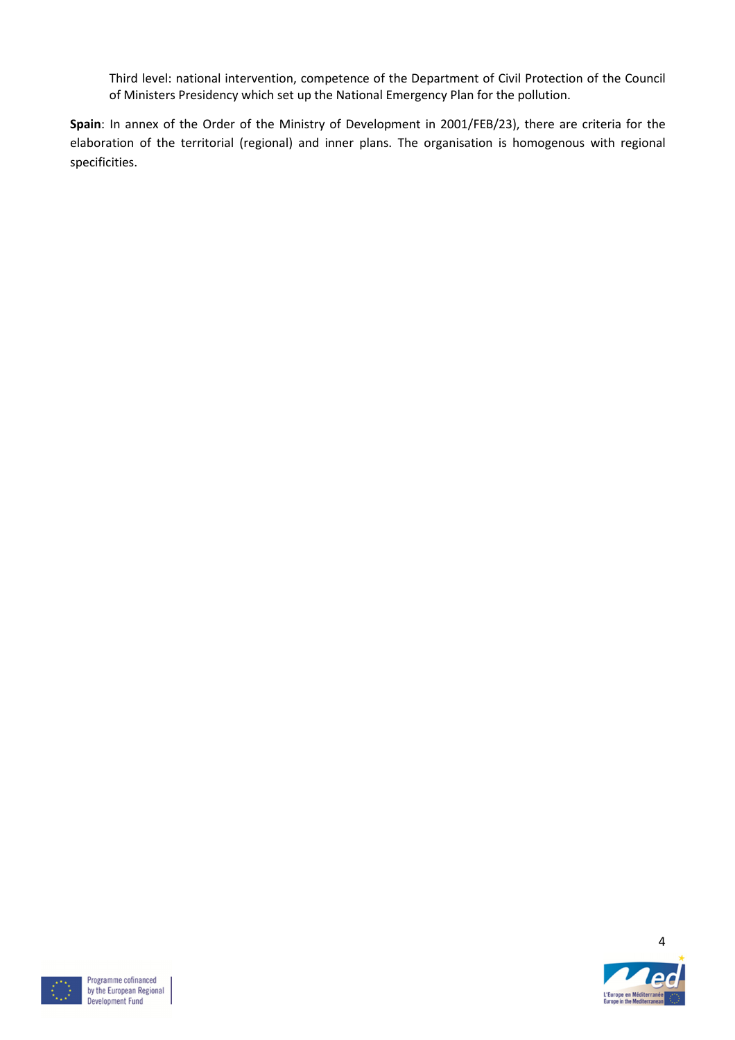Third level: national intervention, competence of the Department of Civil Protection of the Council of Ministers Presidency which set up the National Emergency Plan for the pollution.

**Spain**: In annex of the Order of the Ministry of Development in 2001/FEB/23), there are criteria for the elaboration of the territorial (regional) and inner plans. The organisation is homogenous with regional specificities.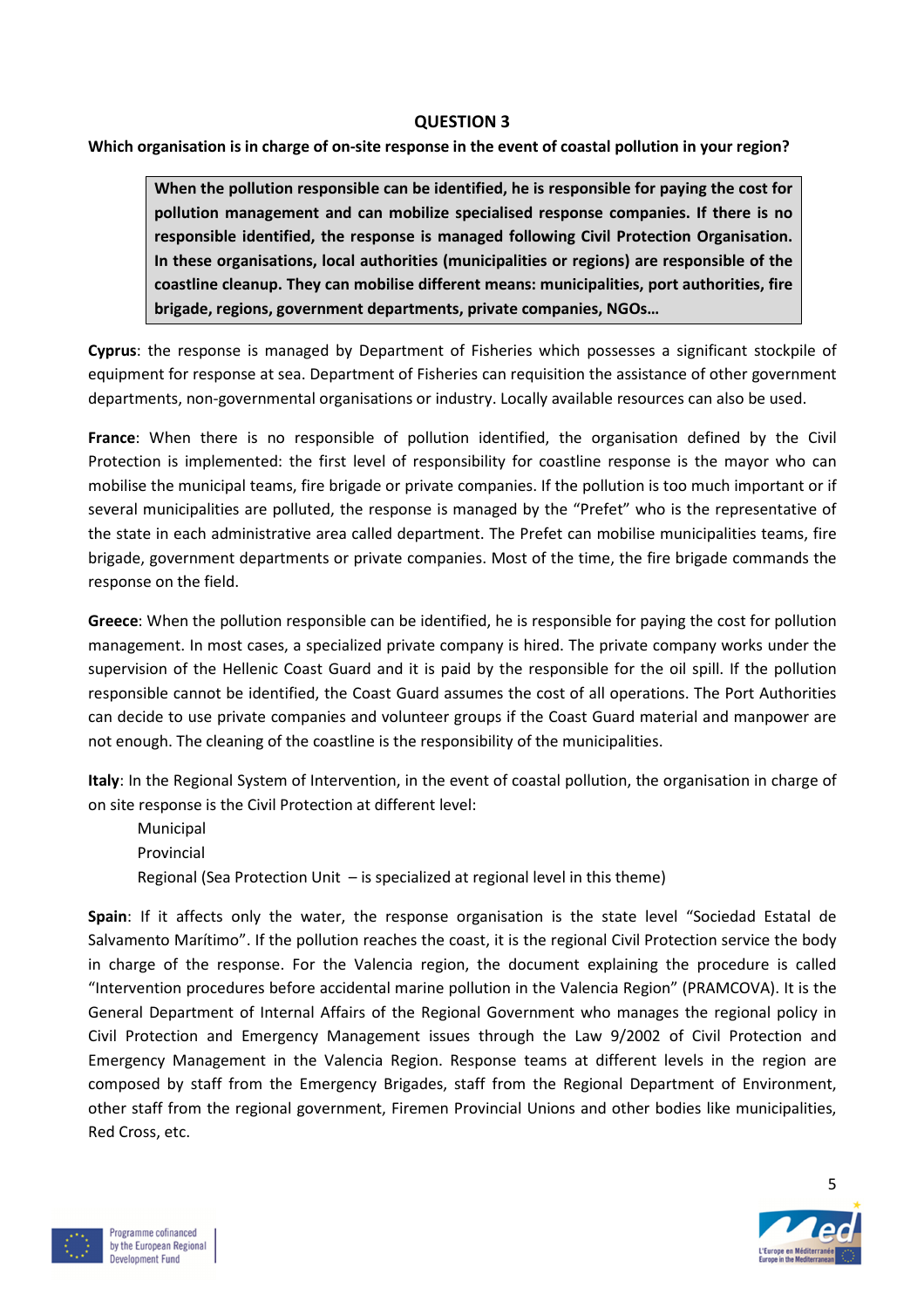## QUESTION 3

**Which organisation is in charge of on-site response in the event of coastal pollution in your region?**

> **When the pollution responsible can be identified, he is responsible for paying the cost for pollution management and can mobilize specialised response companies. If there is no responsible identified, the response is managed following Civil Protection Organisation. In these organisations, local authorities (municipalities or regions) are responsible of the coastline cleanup. They can mobilise different means: municipalities, port authorities, fire brigade, regions, government departments, private companies, NGOs…**

**Cyprus**: the response is managed by Department of Fisheries which possesses a significant stockpile of equipment for response at sea. Department of Fisheries can requisition the assistance of other government departments, non-governmental organisations or industry. Locally available resources can also be used.

**France**: When there is no responsible of pollution identified, the organisation defined by the Civil Protection is implemented: the first level of responsibility for coastline response is the mayor who can mobilise the municipal teams, fire brigade or private companies. If the pollution is too much important or if several municipalities are polluted, the response is managed by the "Prefet" who is the representative of the state in each administrative area called department. The Prefet can mobilise municipalities teams, fire brigade, government departments or private companies. Most of the time, the fire brigade commands the response on the field.

**Greece**: When the pollution responsible can be identified, he is responsible for paying the cost for pollution management. In most cases, a specialized private company is hired. The private company works under the supervision of the Hellenic Coast Guard and it is paid by the responsible for the oil spill. If the pollution responsible cannot be identified, the Coast Guard assumes the cost of all operations. The Port Authorities can decide to use private companies and volunteer groups if the Coast Guard material and manpower are not enough. The cleaning of the coastline is the responsibility of the municipalities.

**Italy**: In the Regional System of Intervention, in the event of coastal pollution, the organisation in charge of on site response is the Civil Protection at different level:

- Municipal
- Provincial
- Regional (Sea Protection Unit – is specialized at regional level in this theme)

**Spain**: If it affects only the water, the response organisation is the state level "Sociedad Estatal de Salvamento Marítimo". If the pollution reaches the coast, it is the regional Civil Protection service the body in charge of the response. For the Valencia region, the document explaining the procedure is called "Intervention procedures before accidental marine pollution in the Valencia Region" (PRAMCOVA). It is the General Department of Internal Affairs of the Regional Government who manages the regional policy in Civil Protection and Emergency Management issues through the Law 9/2002 of Civil Protection and Emergency Management in the Valencia Region. Response teams at different levels in the region are composed by staff from the Emergency Brigades, staff from the Regional Department of Environment, other staff from the regional government, Firemen Provincial Unions and other bodies like municipalities, Red Cross, etc.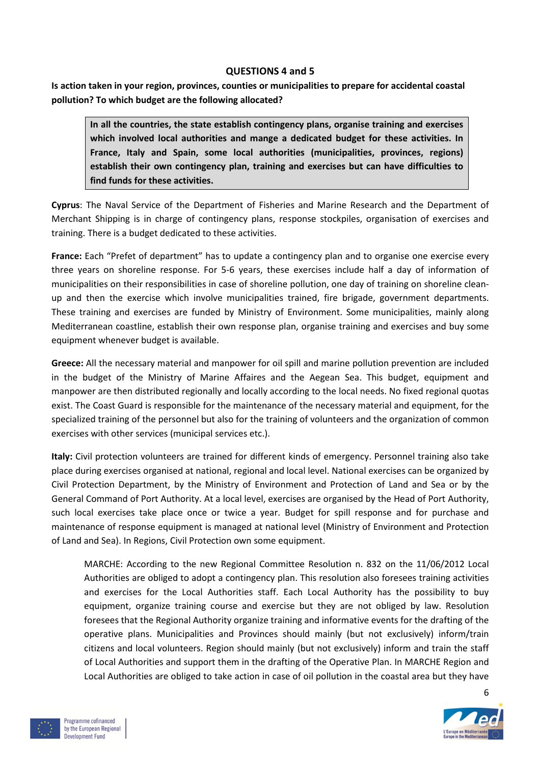## QUESTIONS 4 and 5

**Is action taken in your region, provinces, counties or municipalities to prepare for accidental coastal pollution? To which budget are the following allocated?**

> **In all the countries, the state establish contingency plans, organise training and exercises which involved local authorities and mange a dedicated budget for these activities. In France, Italy and Spain, some local authorities (municipalities, provinces, regions) establish their own contingency plan, training and exercises but can have difficulties to find funds for these activities.**

**Cyprus**: The Naval Service of the Department of Fisheries and Marine Research and the Department of Merchant Shipping is in charge of contingency plans, response stockpiles, organisation of exercises and training. There is a budget dedicated to these activities.

**France:** Each "Prefet of department" has to update a contingency plan and to organise one exercise every three years on shoreline response. For 5-6 years, these exercises include half a day of information of municipalities on their responsibilities in case of shoreline pollution, one day of training on shoreline clean-up and then the exercise which involve municipalities trained, fire brigade, government departments. These training and exercises are funded by Ministry of Environment. Some municipalities, mainly along Mediterranean coastline, establish their own response plan, organise training and exercises and buy some equipment whenever budget is available.

**Greece:** All the necessary material and manpower for oil spill and marine pollution prevention are included in the budget of the Ministry of Marine Affaires and the Aegean Sea. This budget, equipment and manpower are then distributed regionally and locally according to the local needs. No fixed regional quotas exist. The Coast Guard is responsible for the maintenance of the necessary material and equipment, for the specialized training of the personnel but also for the training of volunteers and the organization of common exercises with other services (municipal services etc.).

**Italy:** Civil protection volunteers are trained for different kinds of emergency. Personnel training also take place during exercises organised at national, regional and local level. National exercises can be organized by Civil Protection Department, by the Ministry of Environment and Protection of Land and Sea or by the General Command of Port Authority. At a local level, exercises are organised by the Head of Port Authority, such local exercises take place once or twice a year. Budget for spill response and for purchase and maintenance of response equipment is managed at national level (Ministry of Environment and Protection of Land and Sea). In Regions, Civil Protection own some equipment.

> MARCHE: According to the new Regional Committee Resolution n. 832 on the 11/06/2012 Local Authorities are obliged to adopt a contingency plan. This resolution also foresees training activities and exercises for the Local Authorities staff. Each Local Authority has the possibility to buy equipment, organize training course and exercise but they are not obliged by law. Resolution foresees that the Regional Authority organize training and informative events for the drafting of the operative plans. Municipalities and Provinces should mainly (but not exclusively) inform/train citizens and local volunteers. Region should mainly (but not exclusively) inform and train the staff of Local Authorities and support them in the drafting of the Operative Plan. In MARCHE Region and Local Authorities are obliged to take action in case of oil pollution in the coastal area but they have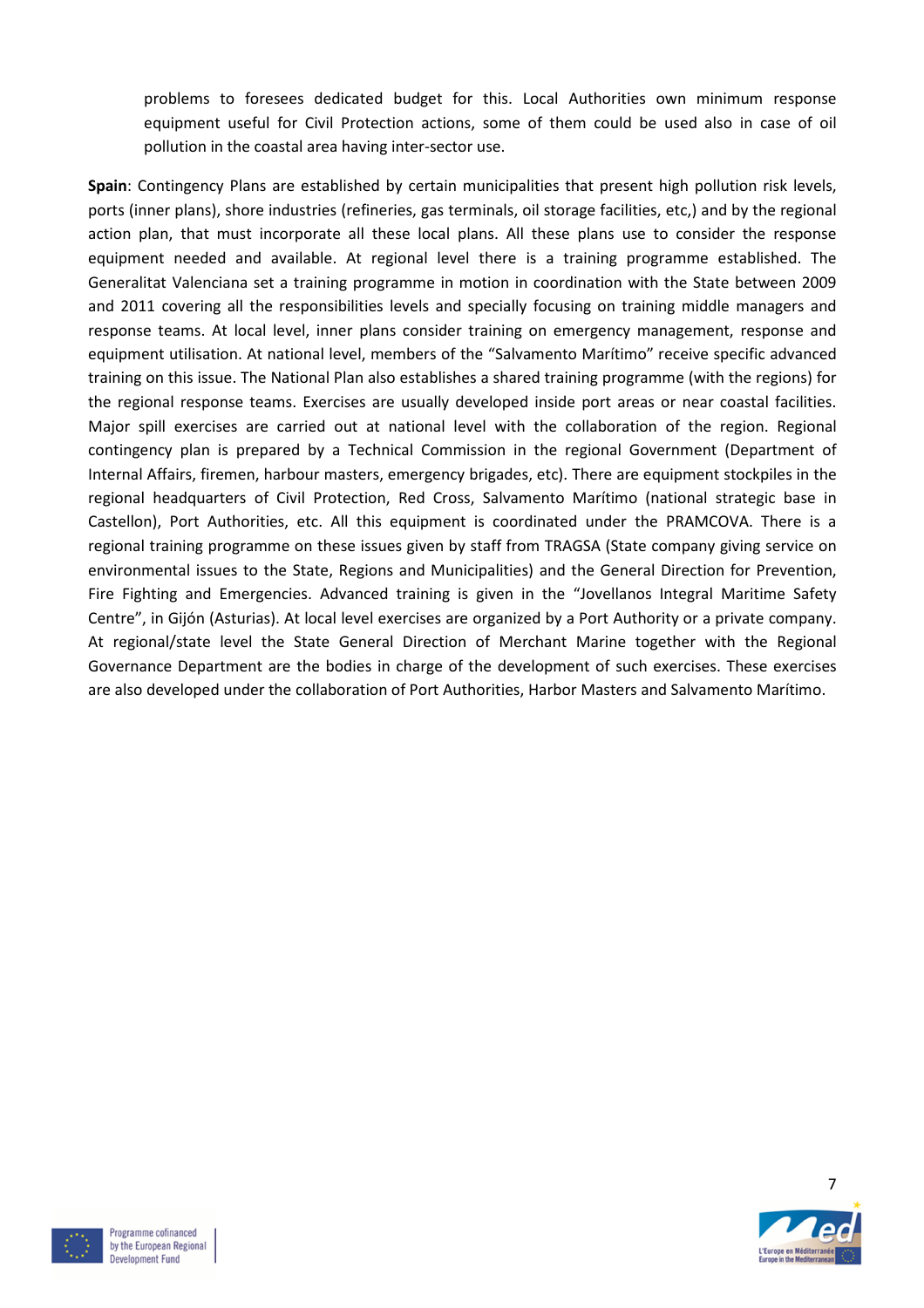problems to foresees dedicated budget for this. Local Authorities own minimum response equipment useful for Civil Protection actions, some of them could be used also in case of oil pollution in the coastal area having inter-sector use.

**Spain**: Contingency Plans are established by certain municipalities that present high pollution risk levels, ports (inner plans), shore industries (refineries, gas terminals, oil storage facilities, etc,) and by the regional action plan, that must incorporate all these local plans. All these plans use to consider the response equipment needed and available. At regional level there is a training programme established. The Generalitat Valenciana set a training programme in motion in coordination with the State between 2009 and 2011 covering all the responsibilities levels and specially focusing on training middle managers and response teams. At local level, inner plans consider training on emergency management, response and equipment utilisation. At national level, members of the "Salvamento Marítimo" receive specific advanced training on this issue. The National Plan also establishes a shared training programme (with the regions) for the regional response teams. Exercises are usually developed inside port areas or near coastal facilities. Major spill exercises are carried out at national level with the collaboration of the region. Regional contingency plan is prepared by a Technical Commission in the regional Government (Department of Internal Affairs, firemen, harbour masters, emergency brigades, etc). There are equipment stockpiles in the regional headquarters of Civil Protection, Red Cross, Salvamento Marítimo (national strategic base in Castellon), Port Authorities, etc. All this equipment is coordinated under the PRAMCOVA. There is a regional training programme on these issues given by staff from TRAGSA (State company giving service on environmental issues to the State, Regions and Municipalities) and the General Direction for Prevention, Fire Fighting and Emergencies. Advanced training is given in the "Jovellanos Integral Maritime Safety Centre", in Gijón (Asturias). At local level exercises are organized by a Port Authority or a private company. At regional/state level the State General Direction of Merchant Marine together with the Regional Governance Department are the bodies in charge of the development of such exercises. These exercises are also developed under the collaboration of Port Authorities, Harbor Masters and Salvamento Marítimo.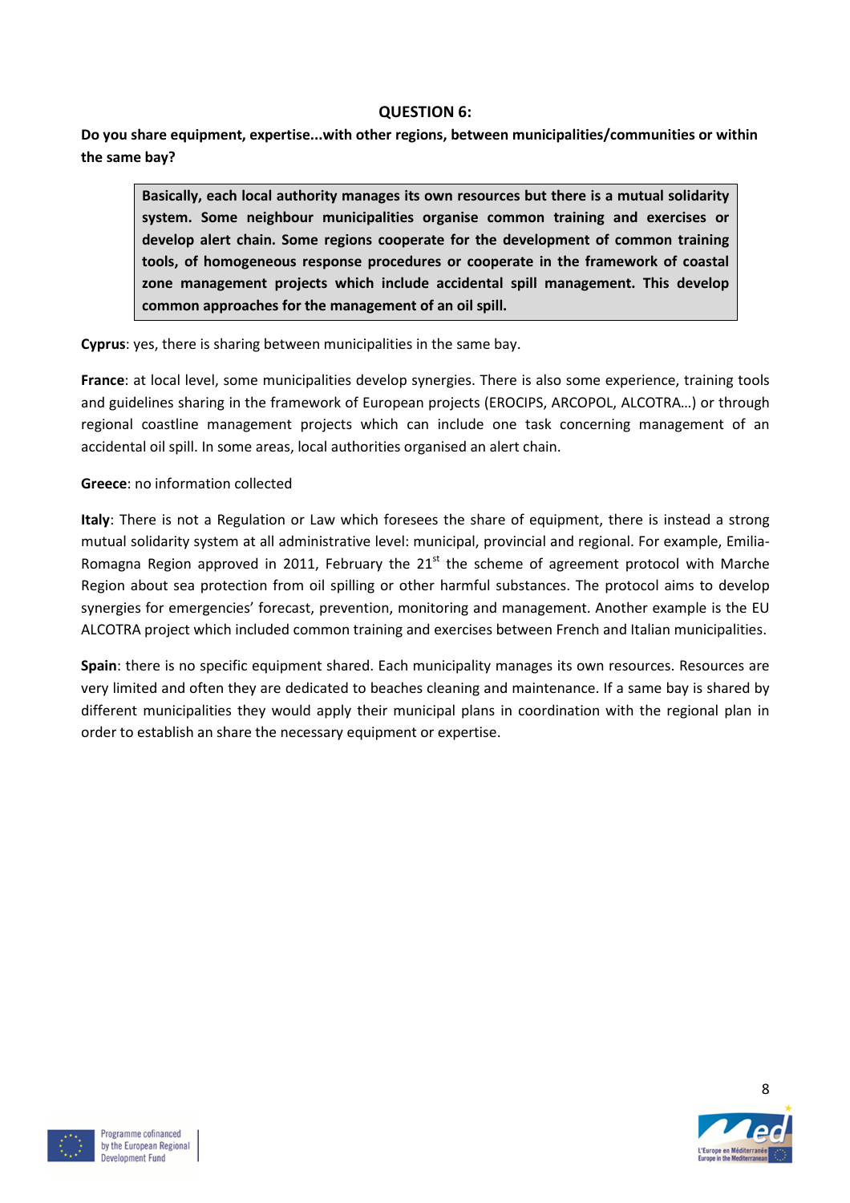**QUESTION 6:**

**Do you share equipment, expertise...with other regions, between municipalities/communities or within the same bay?**

> **Basically, each local authority manages its own resources but there is a mutual solidarity system. Some neighbour municipalities organise common training and exercises or develop alert chain. Some regions cooperate for the development of common training tools, of homogeneous response procedures or cooperate in the framework of coastal zone management projects which include accidental spill management. This develop common approaches for the management of an oil spill.**

**Cyprus**: yes, there is sharing between municipalities in the same bay.

**France**: at local level, some municipalities develop synergies. There is also some experience, training tools and guidelines sharing in the framework of European projects (EROCIPS, ARCOPOL, ALCOTRA…) or through regional coastline management projects which can include one task concerning management of an accidental oil spill. In some areas, local authorities organised an alert chain.

**Greece**: no information collected

**Italy**: There is not a Regulation or Law which foresees the share of equipment, there is instead a strong mutual solidarity system at all administrative level: municipal, provincial and regional. For example, Emilia-Romagna Region approved in 2011, February the 21st the scheme of agreement protocol with Marche Region about sea protection from oil spilling or other harmful substances. The protocol aims to develop synergies for emergencies' forecast, prevention, monitoring and management. Another example is the EU ALCOTRA project which included common training and exercises between French and Italian municipalities.

**Spain**: there is no specific equipment shared. Each municipality manages its own resources. Resources are very limited and often they are dedicated to beaches cleaning and maintenance. If a same bay is shared by different municipalities they would apply their municipal plans in coordination with the regional plan in order to establish an share the necessary equipment or expertise.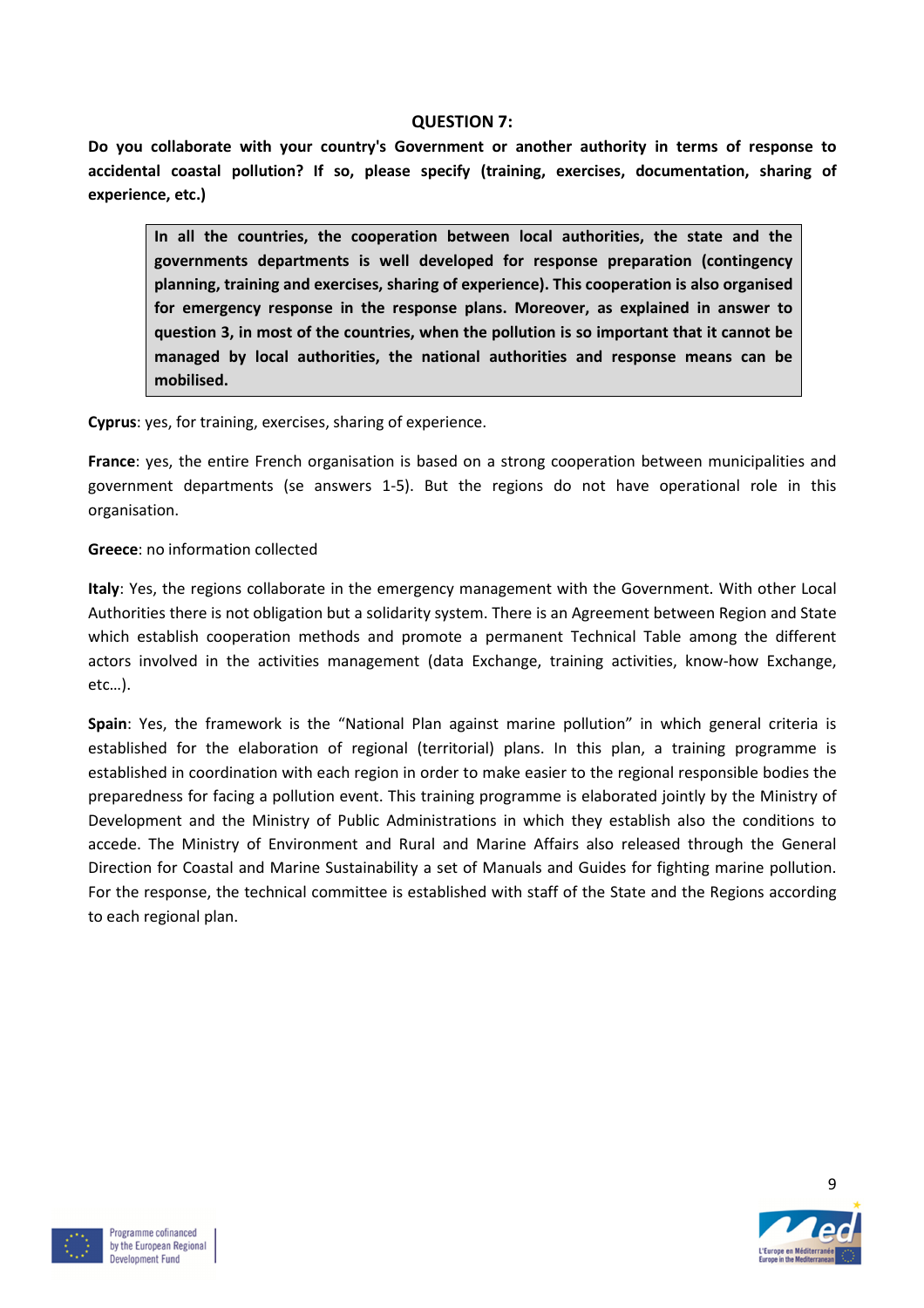### QUESTION 7:

**Do you collaborate with your country's Government or another authority in terms of response to accidental coastal pollution? If so, please specify (training, exercises, documentation, sharing of experience, etc.)**

> **In all the countries, the cooperation between local authorities, the state and the governments departments is well developed for response preparation (contingency planning, training and exercises, sharing of experience). This cooperation is also organised for emergency response in the response plans. Moreover, as explained in answer to question 3, in most of the countries, when the pollution is so important that it cannot be managed by local authorities, the national authorities and response means can be mobilised.**

**Cyprus**: yes, for training, exercises, sharing of experience.

**France**: yes, the entire French organisation is based on a strong cooperation between municipalities and government departments (se answers 1-5). But the regions do not have operational role in this organisation.

**Greece**: no information collected

**Italy**: Yes, the regions collaborate in the emergency management with the Government. With other Local Authorities there is not obligation but a solidarity system. There is an Agreement between Region and State which establish cooperation methods and promote a permanent Technical Table among the different actors involved in the activities management (data Exchange, training activities, know-how Exchange, etc…).

**Spain**: Yes, the framework is the "National Plan against marine pollution" in which general criteria is established for the elaboration of regional (territorial) plans. In this plan, a training programme is established in coordination with each region in order to make easier to the regional responsible bodies the preparedness for facing a pollution event. This training programme is elaborated jointly by the Ministry of Development and the Ministry of Public Administrations in which they establish also the conditions to accede. The Ministry of Environment and Rural and Marine Affairs also released through the General Direction for Coastal and Marine Sustainability a set of Manuals and Guides for fighting marine pollution. For the response, the technical committee is established with staff of the State and the Regions according to each regional plan.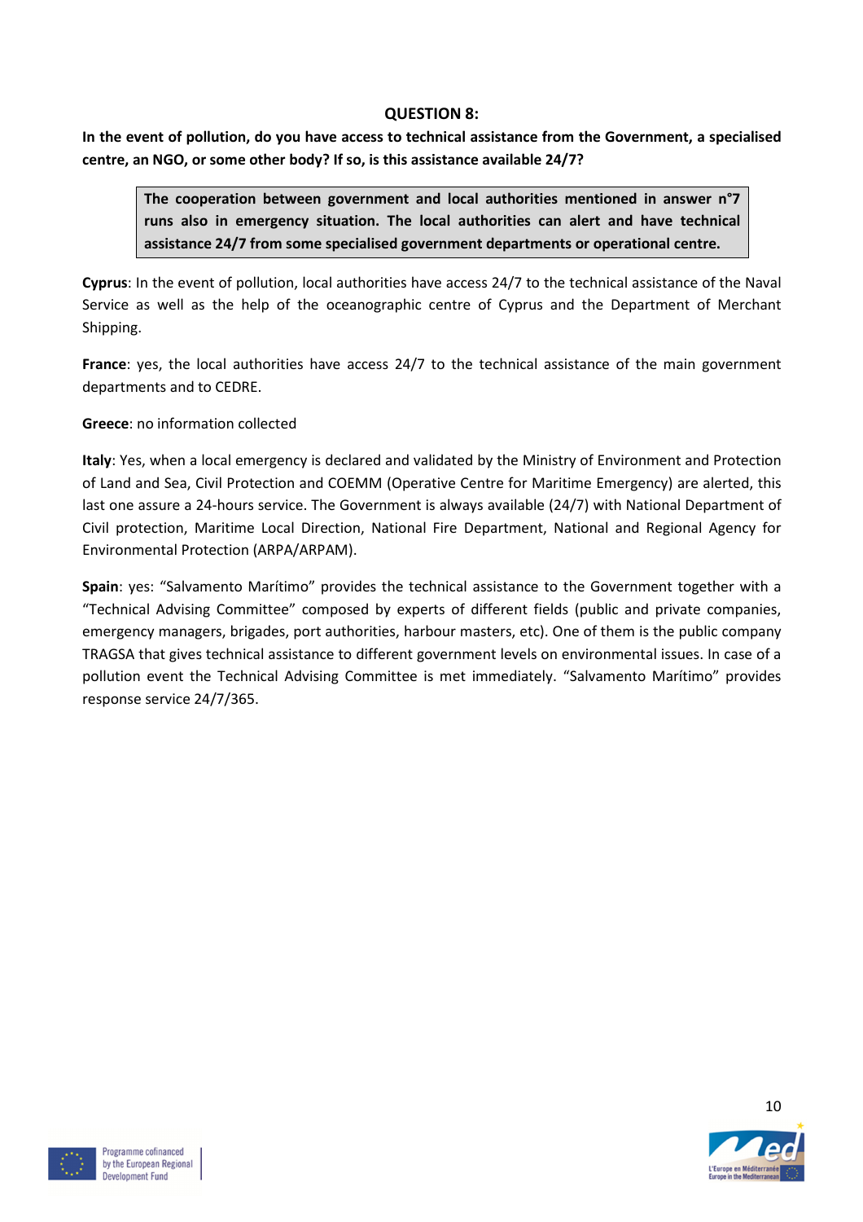### QUESTION 8:

**In the event of pollution, do you have access to technical assistance from the Government, a specialised centre, an NGO, or some other body? If so, is this assistance available 24/7?**

> **The cooperation between government and local authorities mentioned in answer n°7 runs also in emergency situation. The local authorities can alert and have technical assistance 24/7 from some specialised government departments or operational centre.**

**Cyprus**: In the event of pollution, local authorities have access 24/7 to the technical assistance of the Naval Service as well as the help of the oceanographic centre of Cyprus and the Department of Merchant Shipping.

**France**: yes, the local authorities have access 24/7 to the technical assistance of the main government departments and to CEDRE.

**Greece**: no information collected

**Italy**: Yes, when a local emergency is declared and validated by the Ministry of Environment and Protection of Land and Sea, Civil Protection and COEMM (Operative Centre for Maritime Emergency) are alerted, this last one assure a 24-hours service. The Government is always available (24/7) with National Department of Civil protection, Maritime Local Direction, National Fire Department, National and Regional Agency for Environmental Protection (ARPA/ARPAM).

**Spain**: yes: "Salvamento Marítimo" provides the technical assistance to the Government together with a "Technical Advising Committee" composed by experts of different fields (public and private companies, emergency managers, brigades, port authorities, harbour masters, etc). One of them is the public company TRAGSA that gives technical assistance to different government levels on environmental issues. In case of a pollution event the Technical Advising Committee is met immediately. "Salvamento Marítimo" provides response service 24/7/365.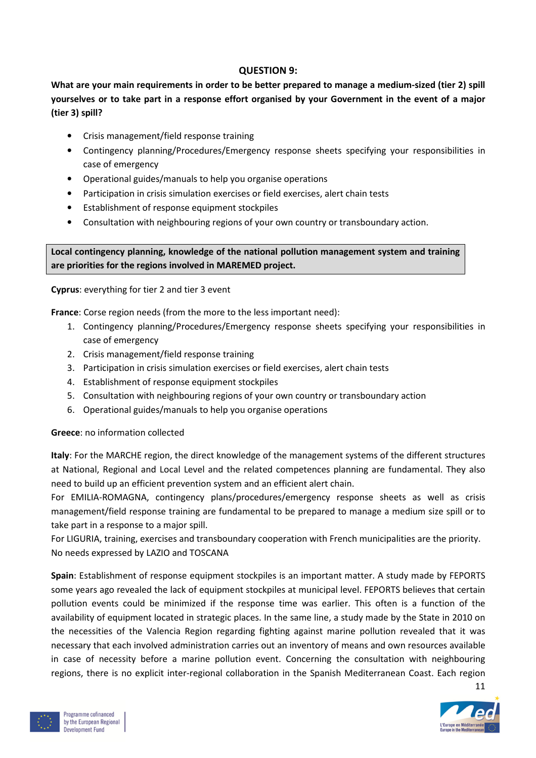### QUESTION 9:

**What are your main requirements in order to be better prepared to manage a medium-sized (tier 2) spill yourselves or to take part in a response effort organised by your Government in the event of a major (tier 3) spill?**

- Crisis management/field response training
- Contingency planning/Procedures/Emergency response sheets specifying your responsibilities in case of emergency
- Operational guides/manuals to help you organise operations
- Participation in crisis simulation exercises or field exercises, alert chain tests
- Establishment of response equipment stockpiles
- Consultation with neighbouring regions of your own country or transboundary action.

**Local contingency planning, knowledge of the national pollution management system and training are priorities for the regions involved in MAREMED project.**

**Cyprus**: everything for tier 2 and tier 3 event

**France**: Corse region needs (from the more to the less important need):

1. Contingency planning/Procedures/Emergency response sheets specifying your responsibilities in case of emergency
2. Crisis management/field response training
3. Participation in crisis simulation exercises or field exercises, alert chain tests
4. Establishment of response equipment stockpiles
5. Consultation with neighbouring regions of your own country or transboundary action
6. Operational guides/manuals to help you organise operations

**Greece**: no information collected

**Italy**: For the MARCHE region, the direct knowledge of the management systems of the different structures at National, Regional and Local Level and the related competences planning are fundamental. They also need to build up an efficient prevention system and an efficient alert chain.

For EMILIA-ROMAGNA, contingency plans/procedures/emergency response sheets as well as crisis management/field response training are fundamental to be prepared to manage a medium size spill or to take part in a response to a major spill.

For LIGURIA, training, exercises and transboundary cooperation with French municipalities are the priority.

No needs expressed by LAZIO and TOSCANA

**Spain**: Establishment of response equipment stockpiles is an important matter. A study made by FEPORTS some years ago revealed the lack of equipment stockpiles at municipal level. FEPORTS believes that certain pollution events could be minimized if the response time was earlier. This often is a function of the availability of equipment located in strategic places. In the same line, a study made by the State in 2010 on the necessities of the Valencia Region regarding fighting against marine pollution revealed that it was necessary that each involved administration carries out an inventory of means and own resources available in case of necessity before a marine pollution event. Concerning the consultation with neighbouring regions, there is no explicit inter-regional collaboration in the Spanish Mediterranean Coast. Each region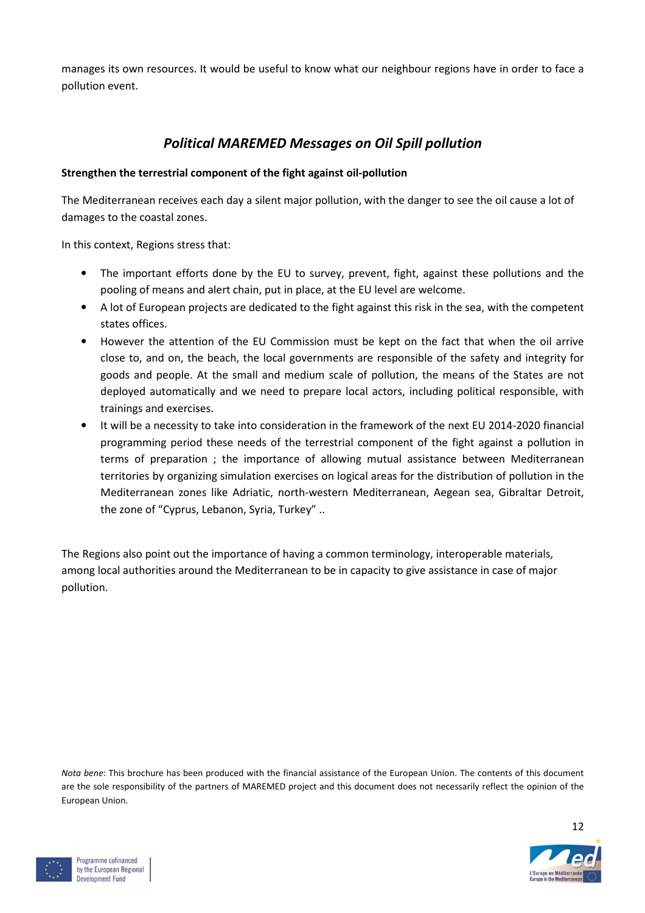manages its own resources. It would be useful to know what our neighbour regions have in order to face a pollution event.

## *Political MAREMED Messages on Oil Spill pollution*

**Strengthen the terrestrial component of the fight against oil-pollution**

The Mediterranean receives each day a silent major pollution, with the danger to see the oil cause a lot of damages to the coastal zones.

In this context, Regions stress that:

- The important efforts done by the EU to survey, prevent, fight, against these pollutions and the pooling of means and alert chain, put in place, at the EU level are welcome.
- A lot of European projects are dedicated to the fight against this risk in the sea, with the competent states offices.
- However the attention of the EU Commission must be kept on the fact that when the oil arrive close to, and on, the beach, the local governments are responsible of the safety and integrity for goods and people. At the small and medium scale of pollution, the means of the States are not deployed automatically and we need to prepare local actors, including political responsible, with trainings and exercises.
- It will be a necessity to take into consideration in the framework of the next EU 2014-2020 financial programming period these needs of the terrestrial component of the fight against a pollution in terms of preparation ; the importance of allowing mutual assistance between Mediterranean territories by organizing simulation exercises on logical areas for the distribution of pollution in the Mediterranean zones like Adriatic, north-western Mediterranean, Aegean sea, Gibraltar Detroit, the zone of "Cyprus, Lebanon, Syria, Turkey" ..

The Regions also point out the importance of having a common terminology, interoperable materials, among local authorities around the Mediterranean to be in capacity to give assistance in case of major pollution.

*Nota bene*: This brochure has been produced with the financial assistance of the European Union. The contents of this document are the sole responsibility of the partners of MAREMED project and this document does not necessarily reflect the opinion of the European Union.